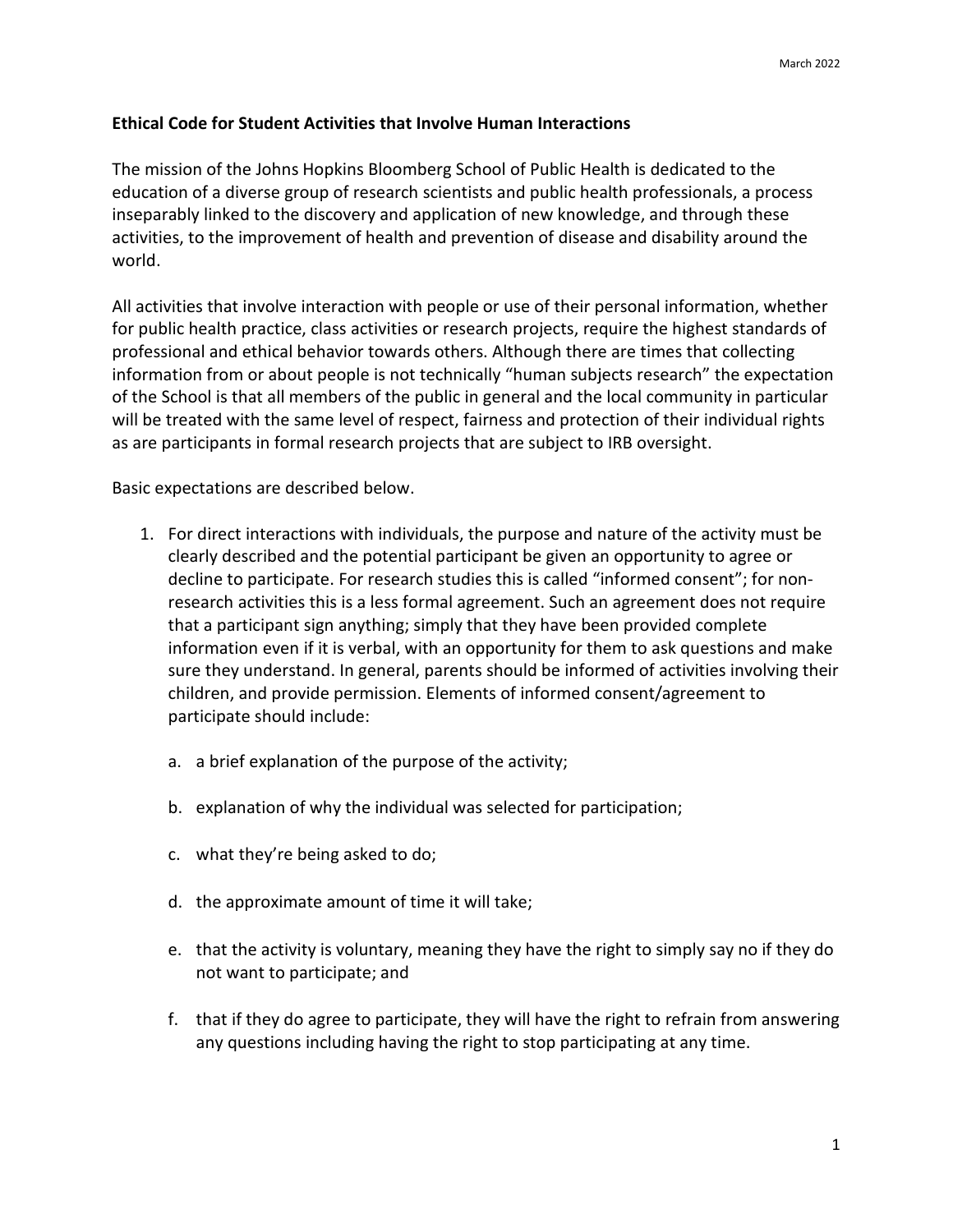March 2022

**Ethical Code for Student Activities that Involve Human Interactions**

The mission of the Johns Hopkins Bloomberg School of Public Health is dedicated to the education of a diverse group of research scientists and public health professionals, a process inseparably linked to the discovery and application of new knowledge, and through these activities, to the improvement of health and prevention of disease and disability around the world.

All activities that involve interaction with people or use of their personal information, whether for public health practice, class activities or research projects, require the highest standards of professional and ethical behavior towards others. Although there are times that collecting information from or about people is not technically "human subjects research" the expectation of the School is that all members of the public in general and the local community in particular will be treated with the same level of respect, fairness and protection of their individual rights as are participants in formal research projects that are subject to IRB oversight.

Basic expectations are described below.

1. For direct interactions with individuals, the purpose and nature of the activity must be clearly described and the potential participant be given an opportunity to agree or decline to participate. For research studies this is called "informed consent"; for non-research activities this is a less formal agreement. Such an agreement does not require that a participant sign anything; simply that they have been provided complete information even if it is verbal, with an opportunity for them to ask questions and make sure they understand. In general, parents should be informed of activities involving their children, and provide permission. Elements of informed consent/agreement to participate should include:

    a. a brief explanation of the purpose of the activity;

    b. explanation of why the individual was selected for participation;

    c. what they're being asked to do;

    d. the approximate amount of time it will take;

    e. that the activity is voluntary, meaning they have the right to simply say no if they do not want to participate; and

    f. that if they do agree to participate, they will have the right to refrain from answering any questions including having the right to stop participating at any time.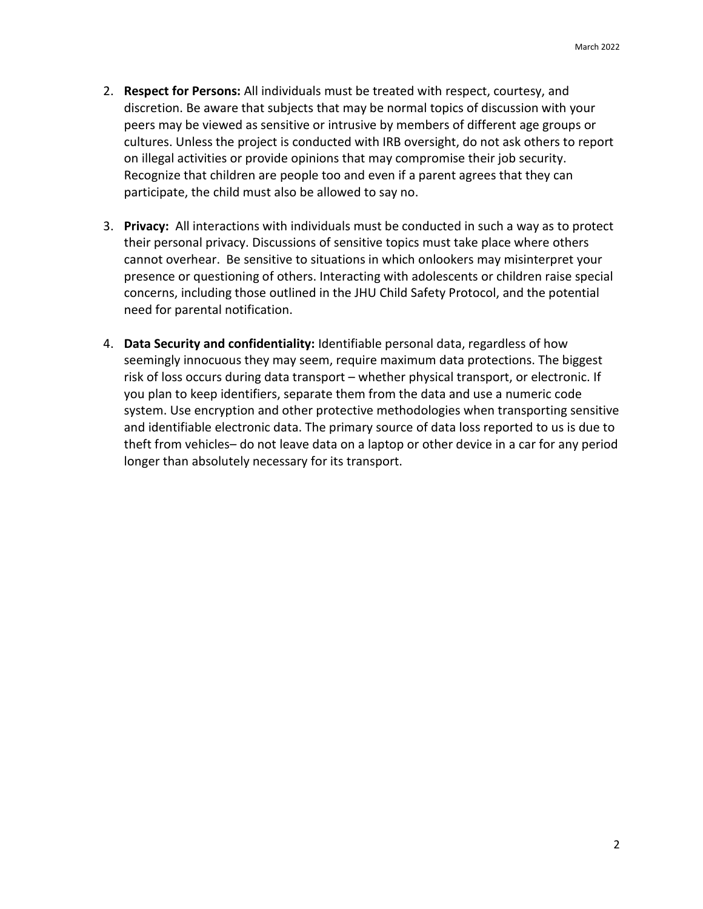2. **Respect for Persons:** All individuals must be treated with respect, courtesy, and discretion. Be aware that subjects that may be normal topics of discussion with your peers may be viewed as sensitive or intrusive by members of different age groups or cultures. Unless the project is conducted with IRB oversight, do not ask others to report on illegal activities or provide opinions that may compromise their job security. Recognize that children are people too and even if a parent agrees that they can participate, the child must also be allowed to say no.

3. **Privacy:** All interactions with individuals must be conducted in such a way as to protect their personal privacy. Discussions of sensitive topics must take place where others cannot overhear. Be sensitive to situations in which onlookers may misinterpret your presence or questioning of others. Interacting with adolescents or children raise special concerns, including those outlined in the JHU Child Safety Protocol, and the potential need for parental notification.

4. **Data Security and confidentiality:** Identifiable personal data, regardless of how seemingly innocuous they may seem, require maximum data protections. The biggest risk of loss occurs during data transport – whether physical transport, or electronic. If you plan to keep identifiers, separate them from the data and use a numeric code system. Use encryption and other protective methodologies when transporting sensitive and identifiable electronic data. The primary source of data loss reported to us is due to theft from vehicles– do not leave data on a laptop or other device in a car for any period longer than absolutely necessary for its transport.